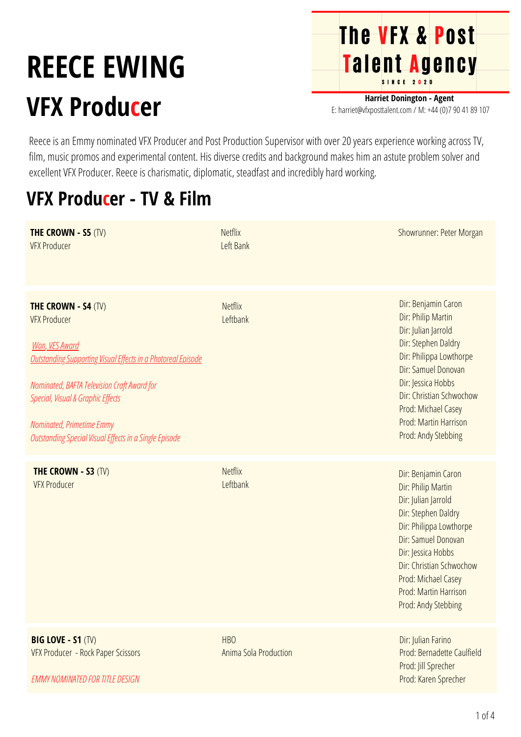# REECE EWING

## VFX Producer

**The VFX & Post Talent Agency**
SINCE 2020

**Harriet Donington - Agent**
E: harriet@vfxposttalent.com / M: +44 (0)7 90 41 89 107

Reece is an Emmy nominated VFX Producer and Post Production Supervisor with over 20 years experience working across TV, film, music promos and experimental content. His diverse credits and background makes him an astute problem solver and excellent VFX Producer. Reece is charismatic, diplomatic, steadfast and incredibly hard working.

## VFX Producer - TV & Film

| | | |
|---|---|---|
| **THE CROWN - S5** (TV)<br>VFX Producer | Netflix<br>Left Bank | Showrunner: Peter Morgan |
| **THE CROWN - S4** (TV)<br>VFX Producer<br><br>*Won, VES Award*<br>*Outstanding Supporting Visual Effects in a Photoreal Episode*<br><br>*Nominated, BAFTA Television Craft Award for Special, Visual & Graphic Effects*<br><br>*Nominated, Primetime Emmy*<br>*Outstanding Special Visual Effects in a Single Episode* | Netflix<br>Leftbank | Dir: Benjamin Caron<br>Dir: Philip Martin<br>Dir: Julian Jarrold<br>Dir: Stephen Daldry<br>Dir: Philippa Lowthorpe<br>Dir: Samuel Donovan<br>Dir: Jessica Hobbs<br>Dir: Christian Schwochow<br>Prod: Michael Casey<br>Prod: Martin Harrison<br>Prod: Andy Stebbing |
| **THE CROWN - S3** (TV)<br>VFX Producer | Netflix<br>Leftbank | Dir: Benjamin Caron<br>Dir: Philip Martin<br>Dir: Julian Jarrold<br>Dir: Stephen Daldry<br>Dir: Philippa Lowthorpe<br>Dir: Samuel Donovan<br>Dir: Jessica Hobbs<br>Dir: Christian Schwochow<br>Prod: Michael Casey<br>Prod: Martin Harrison<br>Prod: Andy Stebbing |
| **BIG LOVE - S1** (TV)<br>VFX Producer - Rock Paper Scissors<br><br>*EMMY NOMINATED FOR TITLE DESIGN* | HBO<br>Anima Sola Production | Dir: Julian Farino<br>Prod: Bernadette Caulfield<br>Prod: Jill Sprecher<br>Prod: Karen Sprecher |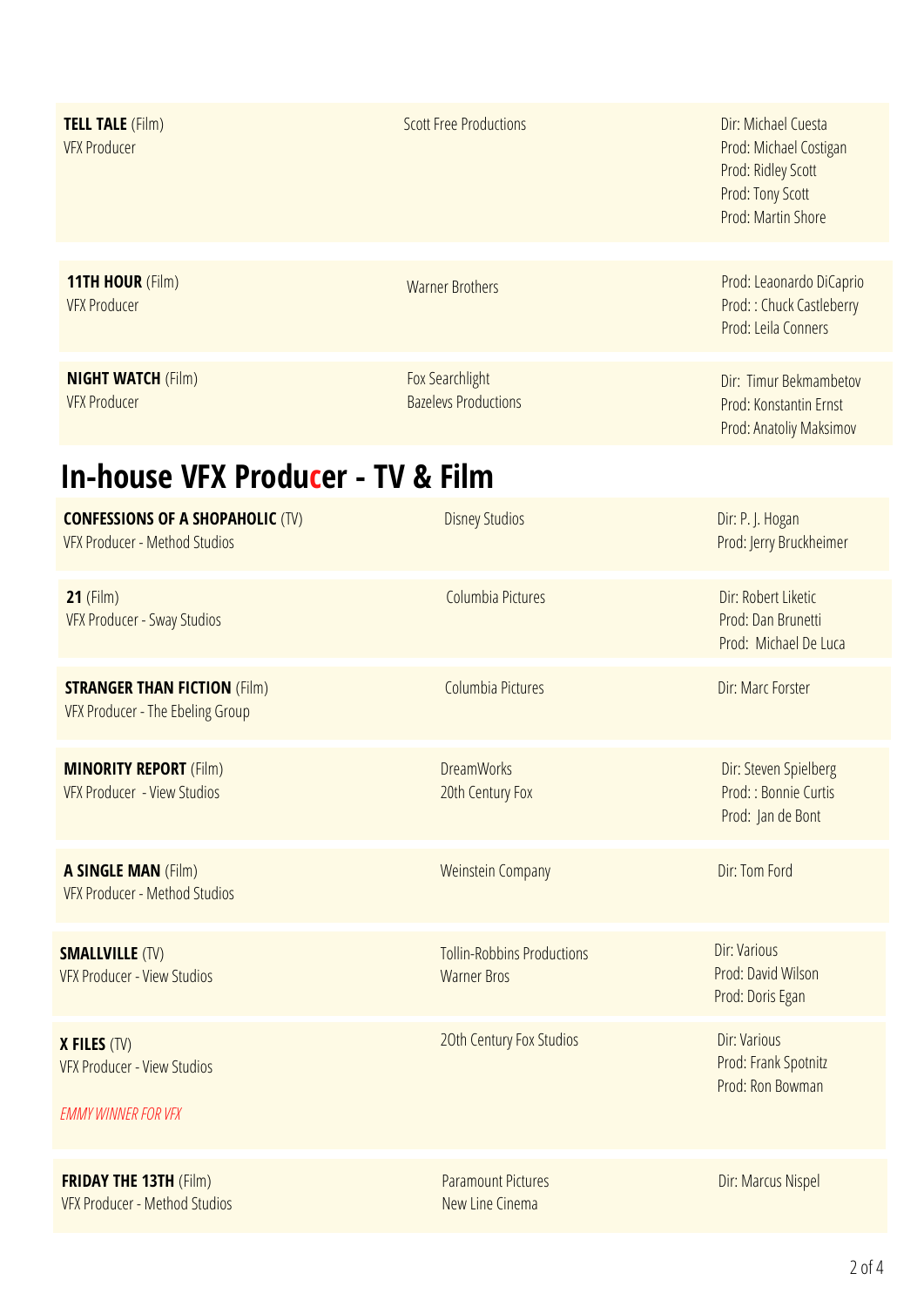| | | |
|---|---|---|
| **TELL TALE** (Film)<br>VFX Producer | Scott Free Productions | Dir: Michael Cuesta<br>Prod: Michael Costigan<br>Prod: Ridley Scott<br>Prod: Tony Scott<br>Prod: Martin Shore |
| **11TH HOUR** (Film)<br>VFX Producer | Warner Brothers | Prod: Leaonardo DiCaprio<br>Prod: : Chuck Castleberry<br>Prod: Leila Conners |
| **NIGHT WATCH** (Film)<br>VFX Producer | Fox Searchlight<br>Bazelevs Productions | Dir: Timur Bekmambetov<br>Prod: Konstantin Ernst<br>Prod: Anatoliy Maksimov |

## In-house VFX Producer - TV & Film

| | | |
|---|---|---|
| **CONFESSIONS OF A SHOPAHOLIC** (TV)<br>VFX Producer - Method Studios | Disney Studios | Dir: P. J. Hogan<br>Prod: Jerry Bruckheimer |
| **21** (Film)<br>VFX Producer - Sway Studios | Columbia Pictures | Dir: Robert Liketic<br>Prod: Dan Brunetti<br>Prod: Michael De Luca |
| **STRANGER THAN FICTION** (Film)<br>VFX Producer - The Ebeling Group | Columbia Pictures | Dir: Marc Forster |
| **MINORITY REPORT** (Film)<br>VFX Producer - View Studios | DreamWorks<br>20th Century Fox | Dir: Steven Spielberg<br>Prod: : Bonnie Curtis<br>Prod: Jan de Bont |
| **A SINGLE MAN** (Film)<br>VFX Producer - Method Studios | Weinstein Company | Dir: Tom Ford |
| **SMALLVILLE** (TV)<br>VFX Producer - View Studios | Tollin-Robbins Productions<br>Warner Bros | Dir: Various<br>Prod: David Wilson<br>Prod: Doris Egan |
| **X FILES** (TV)<br>VFX Producer - View Studios<br>*EMMY WINNER FOR VFX* | 20th Century Fox Studios | Dir: Various<br>Prod: Frank Spotnitz<br>Prod: Ron Bowman |
| **FRIDAY THE 13TH** (Film)<br>VFX Producer - Method Studios | Paramount Pictures<br>New Line Cinema | Dir: Marcus Nispel |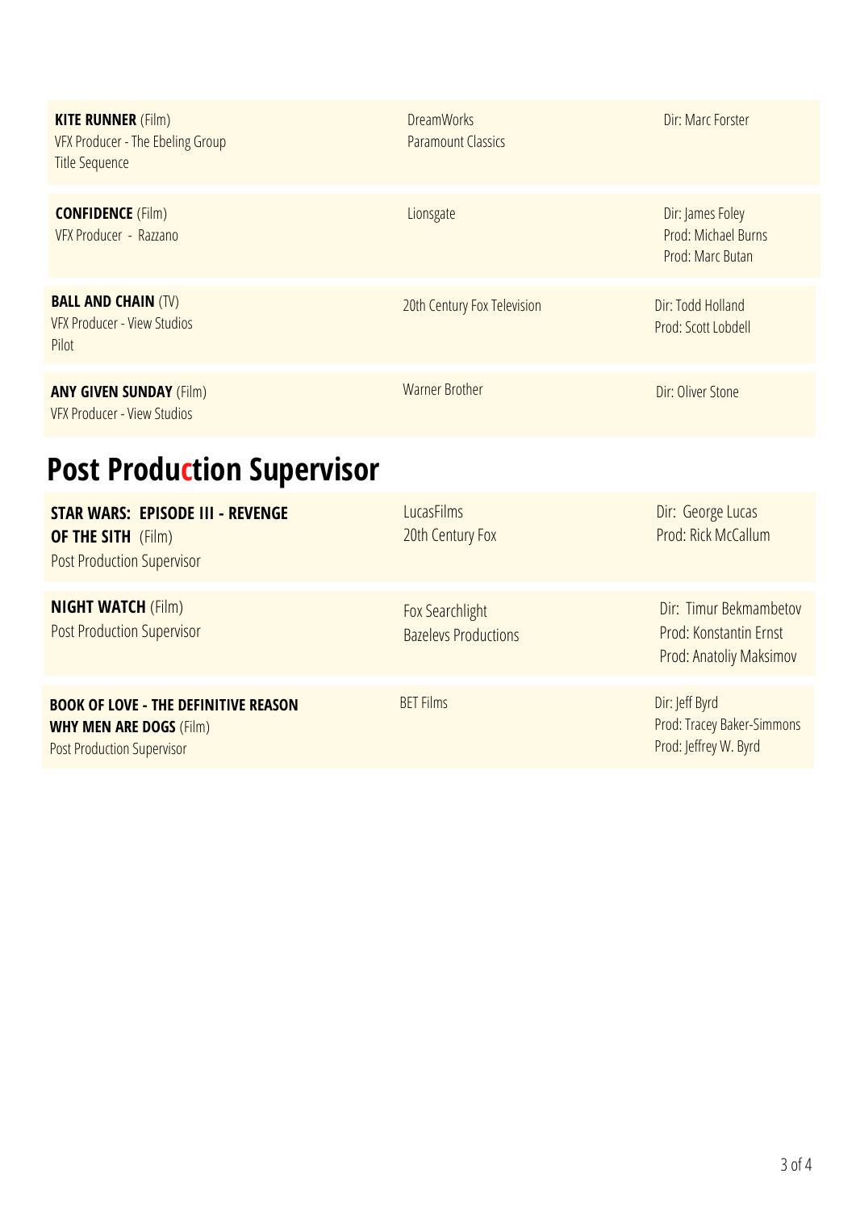| | | |
|---|---|---|
| **KITE RUNNER** (Film)<br>VFX Producer - The Ebeling Group<br>Title Sequence | DreamWorks<br>Paramount Classics | Dir: Marc Forster |
| **CONFIDENCE** (Film)<br>VFX Producer - Razzano | Lionsgate | Dir: James Foley<br>Prod: Michael Burns<br>Prod: Marc Butan |
| **BALL AND CHAIN** (TV)<br>VFX Producer - View Studios<br>Pilot | 20th Century Fox Television | Dir: Todd Holland<br>Prod: Scott Lobdell |
| **ANY GIVEN SUNDAY** (Film)<br>VFX Producer - View Studios | Warner Brother | Dir: Oliver Stone |

## Post Production Supervisor

| | | |
|---|---|---|
| **STAR WARS: EPISODE III - REVENGE OF THE SITH** (Film)<br>Post Production Supervisor | LucasFilms<br>20th Century Fox | Dir: George Lucas<br>Prod: Rick McCallum |
| **NIGHT WATCH** (Film)<br>Post Production Supervisor | Fox Searchlight<br>Bazelevs Productions | Dir: Timur Bekmambetov<br>Prod: Konstantin Ernst<br>Prod: Anatoliy Maksimov |
| **BOOK OF LOVE - THE DEFINITIVE REASON WHY MEN ARE DOGS** (Film)<br>Post Production Supervisor | BET Films | Dir: Jeff Byrd<br>Prod: Tracey Baker-Simmons<br>Prod: Jeffrey W. Byrd |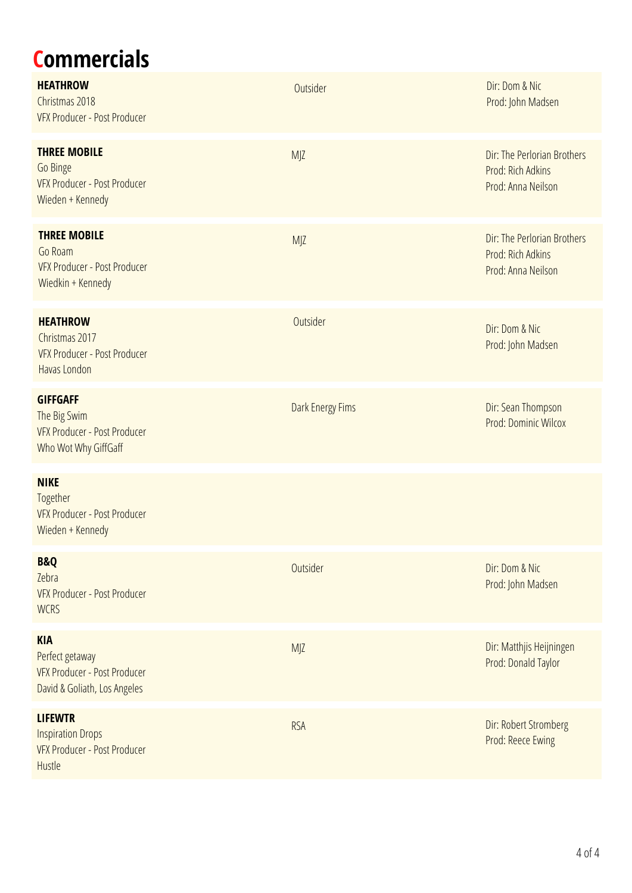# Commercials

| | | |
|---|---|---|
| **HEATHROW**<br>Christmas 2018<br>VFX Producer - Post Producer | Outsider | Dir: Dom & Nic<br>Prod: John Madsen |
| **THREE MOBILE**<br>Go Binge<br>VFX Producer - Post Producer<br>Wieden + Kennedy | MJZ | Dir: The Perlorian Brothers<br>Prod: Rich Adkins<br>Prod: Anna Neilson |
| **THREE MOBILE**<br>Go Roam<br>VFX Producer - Post Producer<br>Wiedkin + Kennedy | MJZ | Dir: The Perlorian Brothers<br>Prod: Rich Adkins<br>Prod: Anna Neilson |
| **HEATHROW**<br>Christmas 2017<br>VFX Producer - Post Producer<br>Havas London | Outsider | Dir: Dom & Nic<br>Prod: John Madsen |
| **GIFFGAFF**<br>The Big Swim<br>VFX Producer - Post Producer<br>Who Wot Why GiffGaff | Dark Energy Fims | Dir: Sean Thompson<br>Prod: Dominic Wilcox |
| **NIKE**<br>Together<br>VFX Producer - Post Producer<br>Wieden + Kennedy | | |
| **B&Q**<br>Zebra<br>VFX Producer - Post Producer<br>WCRS | Outsider | Dir: Dom & Nic<br>Prod: John Madsen |
| **KIA**<br>Perfect getaway<br>VFX Producer - Post Producer<br>David & Goliath, Los Angeles | MJZ | Dir: Matthjis Heijningen<br>Prod: Donald Taylor |
| **LIFEWTR**<br>Inspiration Drops<br>VFX Producer - Post Producer<br>Hustle | RSA | Dir: Robert Stromberg<br>Prod: Reece Ewing |